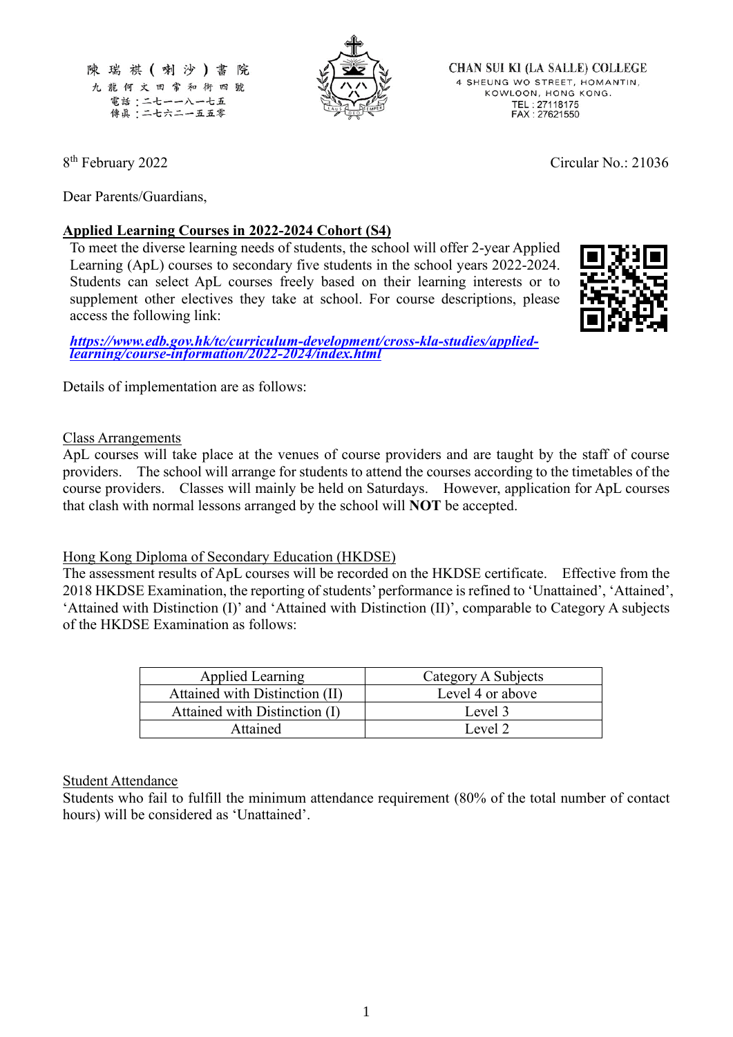陳瑞祺（喇沙）書院
九龍何文田常和街四號
電話：二七一一八一七五
傳真：二七六二一五五零

CHAN SUI KI (LA SALLE) COLLEGE
4 SHEUNG WO STREET, HOMANTIN,
KOWLOON, HONG KONG.
TEL : 27118175
FAX : 27621550

8th February 2022

Circular No.: 21036

Dear Parents/Guardians,

**Applied Learning Courses in 2022-2024 Cohort (S4)**

To meet the diverse learning needs of students, the school will offer 2-year Applied Learning (ApL) courses to secondary five students in the school years 2022-2024. Students can select ApL courses freely based on their learning interests or to supplement other electives they take at school. For course descriptions, please access the following link:

***https://www.edb.gov.hk/tc/curriculum-development/cross-kla-studies/applied-learning/course-information/2022-2024/index.html***

Details of implementation are as follows:

Class Arrangements

ApL courses will take place at the venues of course providers and are taught by the staff of course providers. The school will arrange for students to attend the courses according to the timetables of the course providers. Classes will mainly be held on Saturdays. However, application for ApL courses that clash with normal lessons arranged by the school will **NOT** be accepted.

Hong Kong Diploma of Secondary Education (HKDSE)

The assessment results of ApL courses will be recorded on the HKDSE certificate. Effective from the 2018 HKDSE Examination, the reporting of students' performance is refined to 'Unattained', 'Attained', 'Attained with Distinction (I)' and 'Attained with Distinction (II)', comparable to Category A subjects of the HKDSE Examination as follows:

| Applied Learning | Category A Subjects |
|---|---|
| Attained with Distinction (II) | Level 4 or above |
| Attained with Distinction (I) | Level 3 |
| Attained | Level 2 |

Student Attendance

Students who fail to fulfill the minimum attendance requirement (80% of the total number of contact hours) will be considered as 'Unattained'.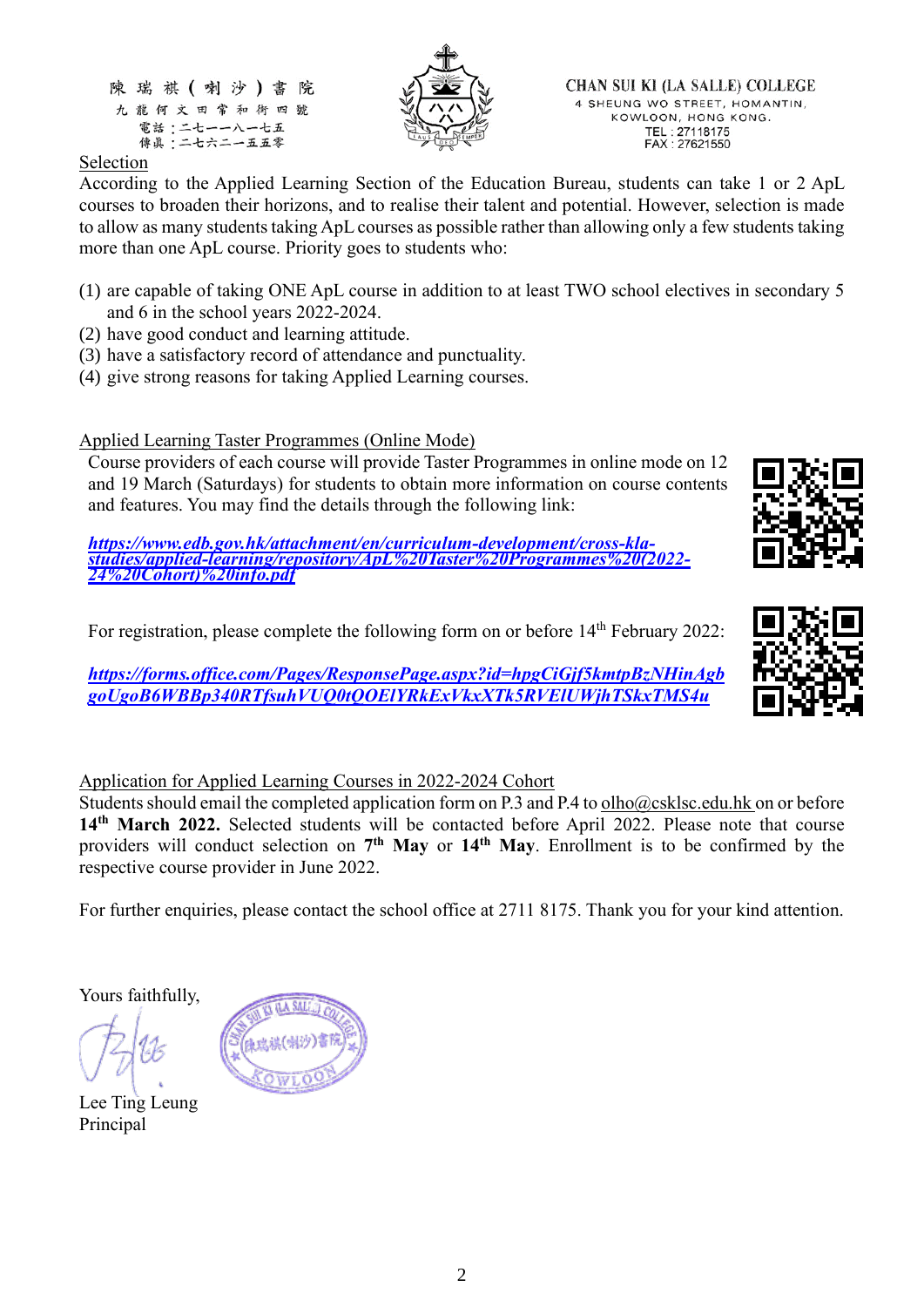陳瑞祺（喇沙）書院
九龍何文田常和街四號
電話：二七一一八一七五
傳真：二七六二一五五零

CHAN SUI KI (LA SALLE) COLLEGE
4 SHEUNG WO STREET, HOMANTIN,
KOWLOON, HONG KONG.
TEL : 27118175
FAX : 27621550

Selection

According to the Applied Learning Section of the Education Bureau, students can take 1 or 2 ApL courses to broaden their horizons, and to realise their talent and potential. However, selection is made to allow as many students taking ApL courses as possible rather than allowing only a few students taking more than one ApL course. Priority goes to students who:

(1) are capable of taking ONE ApL course in addition to at least TWO school electives in secondary 5 and 6 in the school years 2022-2024.
(2) have good conduct and learning attitude.
(3) have a satisfactory record of attendance and punctuality.
(4) give strong reasons for taking Applied Learning courses.

Applied Learning Taster Programmes (Online Mode)

Course providers of each course will provide Taster Programmes in online mode on 12 and 19 March (Saturdays) for students to obtain more information on course contents and features. You may find the details through the following link:

***https://www.edb.gov.hk/attachment/en/curriculum-development/cross-kla-studies/applied-learning/repository/ApL%20Taster%20Programmes%20(2022-24%20Cohort)%20info.pdf***

For registration, please complete the following form on or before 14th February 2022:

***https://forms.office.com/Pages/ResponsePage.aspx?id=hpgCiGjf5kmtpBzNHinAgbgoUgoB6WBBp340RTfsuhVUQ0tQOElYRkExVkxXTk5RVElUWjhTSkxTMS4u***

Application for Applied Learning Courses in 2022-2024 Cohort

Students should email the completed application form on P.3 and P.4 to olho@csklsc.edu.hk on or before **14th March 2022.** Selected students will be contacted before April 2022. Please note that course providers will conduct selection on **7th May** or **14th May**. Enrollment is to be confirmed by the respective course provider in June 2022.

For further enquiries, please contact the school office at 2711 8175. Thank you for your kind attention.

Yours faithfully,

Lee Ting Leung
Principal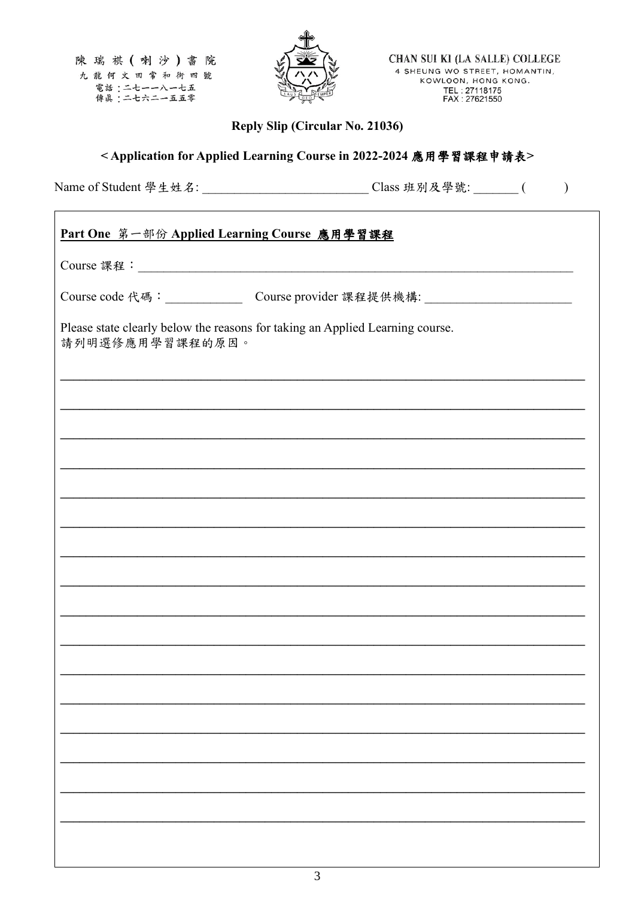陳瑞祺(喇沙)書院
九龍何文田常和街四號
電話：二七一一八一七五
傳真：二七六二一五五零

CHAN SUI KI (LA SALLE) COLLEGE
4 SHEUNG WO STREET, HOMANTIN,
KOWLOON, HONG KONG.
TEL : 27118175
FAX : 27621550

**Reply Slip (Circular No. 21036)**

**< Application for Applied Learning Course in 2022-2024 應用學習課程申請表>**

Name of Student 學生姓名: __________________________ Class 班別及學號: _______ (     )

**Part One** 第一部份 **Applied Learning Course 應用學習課程**

Course 課程：______________________________________________________________________

Course code 代碼：____________ Course provider 課程提供機構: _______________________

Please state clearly below the reasons for taking an Applied Learning course.
請列明選修應用學習課程的原因。

______________________________________________________________________________

______________________________________________________________________________

______________________________________________________________________________

______________________________________________________________________________

______________________________________________________________________________

______________________________________________________________________________

______________________________________________________________________________

______________________________________________________________________________

______________________________________________________________________________

______________________________________________________________________________

______________________________________________________________________________

______________________________________________________________________________

______________________________________________________________________________

______________________________________________________________________________

______________________________________________________________________________

______________________________________________________________________________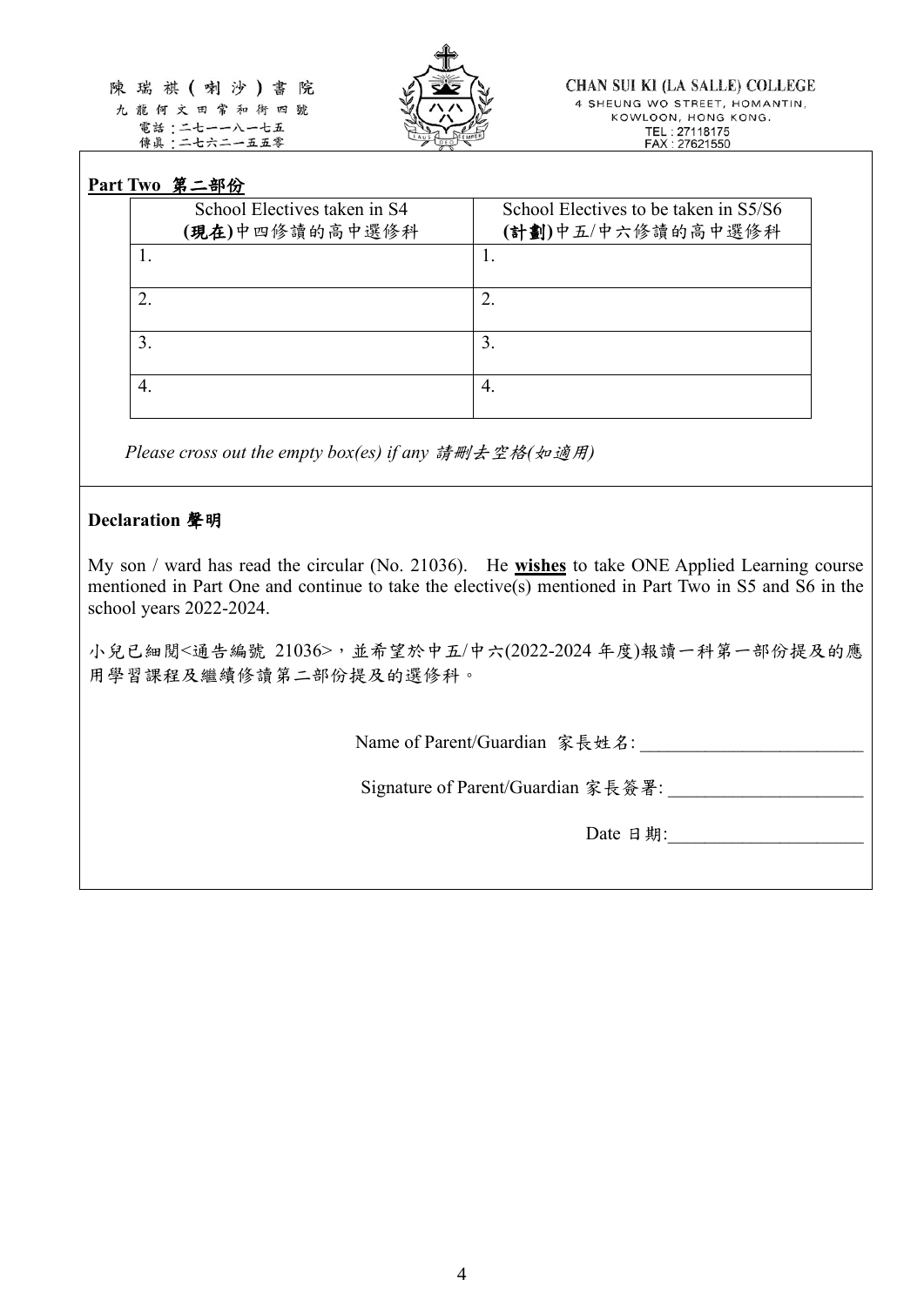**Part Two 第二部份**

| School Electives taken in S4<br>**(現在)**中四修讀的高中選修科 | School Electives to be taken in S5/S6<br>**(計劃)**中五/中六修讀的高中選修科 |
|---|---|
| 1. | 1. |
| 2. | 2. |
| 3. | 3. |
| 4. | 4. |

*Please cross out the empty box(es) if any 請刪去空格(如適用)*

**Declaration 聲明**

My son / ward has read the circular (No. 21036). He **wishes** to take ONE Applied Learning course mentioned in Part One and continue to take the elective(s) mentioned in Part Two in S5 and S6 in the school years 2022-2024.

小兒已細閱<通告編號 21036>，並希望於中五/中六(2022-2024 年度)報讀一科第一部份提及的應用學習課程及繼續修讀第二部份提及的選修科。

Name of Parent/Guardian 家長姓名: ________________________

Signature of Parent/Guardian 家長簽署: _____________________

Date 日期:_____________________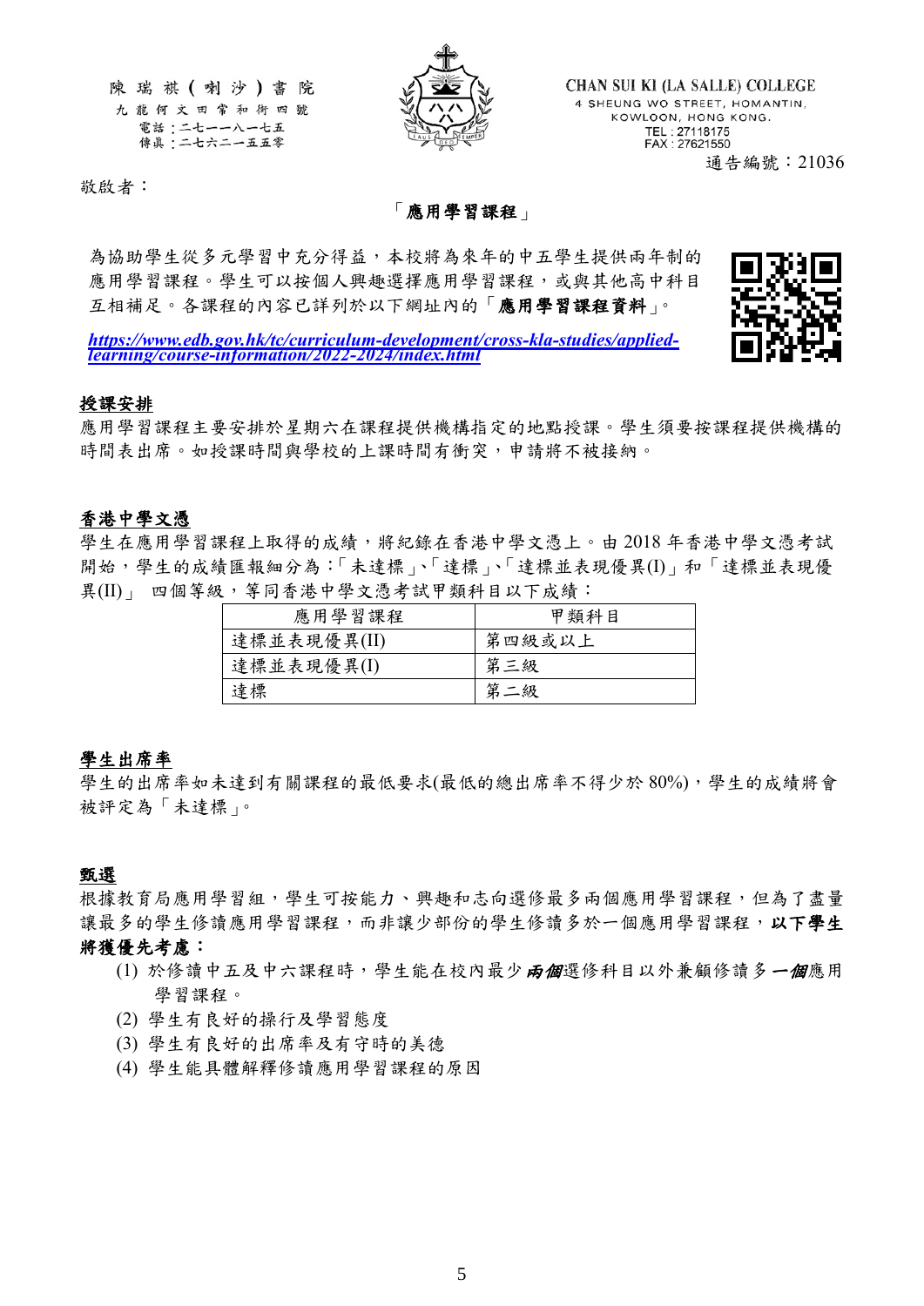陳瑞祺(喇沙)書院
九龍何文田常和街四號
電話：二七一一八一七五
傳真：二七六二一五五零

CHAN SUI KI (LA SALLE) COLLEGE
4 SHEUNG WO STREET, HOMANTIN,
KOWLOON, HONG KONG.
TEL : 27118175
FAX : 27621550

通告編號：21036

敬啟者：

## 「應用學習課程」

為協助學生從多元學習中充分得益，本校將為來年的中五學生提供兩年制的應用學習課程。學生可以按個人興趣選擇應用學習課程，或與其他高中科目互相補足。各課程的內容已詳列於以下網址內的「**應用學習課程資料**」。

***https://www.edb.gov.hk/tc/curriculum-development/cross-kla-studies/applied-learning/course-information/2022-2024/index.html***

### 授課安排

應用學習課程主要安排於星期六在課程提供機構指定的地點授課。學生須要按課程提供機構的時間表出席。如授課時間與學校的上課時間有衝突，申請將不被接納。

### 香港中學文憑

學生在應用學習課程上取得的成績，將紀錄在香港中學文憑上。由 2018 年香港中學文憑考試開始，學生的成績匯報細分為：「未達標」、「達標」、「達標並表現優異(I)」和「達標並表現優異(II)」 四個等級，等同香港中學文憑考試甲類科目以下成績：

| 應用學習課程 | 甲類科目 |
|---|---|
| 達標並表現優異(II) | 第四級或以上 |
| 達標並表現優異(I) | 第三級 |
| 達標 | 第二級 |

### 學生出席率

學生的出席率如未達到有關課程的最低要求(最低的總出席率不得少於 80%)，學生的成績將會被評定為「未達標」。

### 甄選

根據教育局應用學習組，學生可按能力、興趣和志向選修最多兩個應用學習課程，但為了盡量讓最多的學生修讀應用學習課程，而非讓少部份的學生修讀多於一個應用學習課程，**以下學生將獲優先考慮：**

(1) 於修讀中五及中六課程時，學生能在校內最少***兩個***選修科目以外兼顧修讀多***一個***應用學習課程。
(2) 學生有良好的操行及學習態度
(3) 學生有良好的出席率及有守時的美德
(4) 學生能具體解釋修讀應用學習課程的原因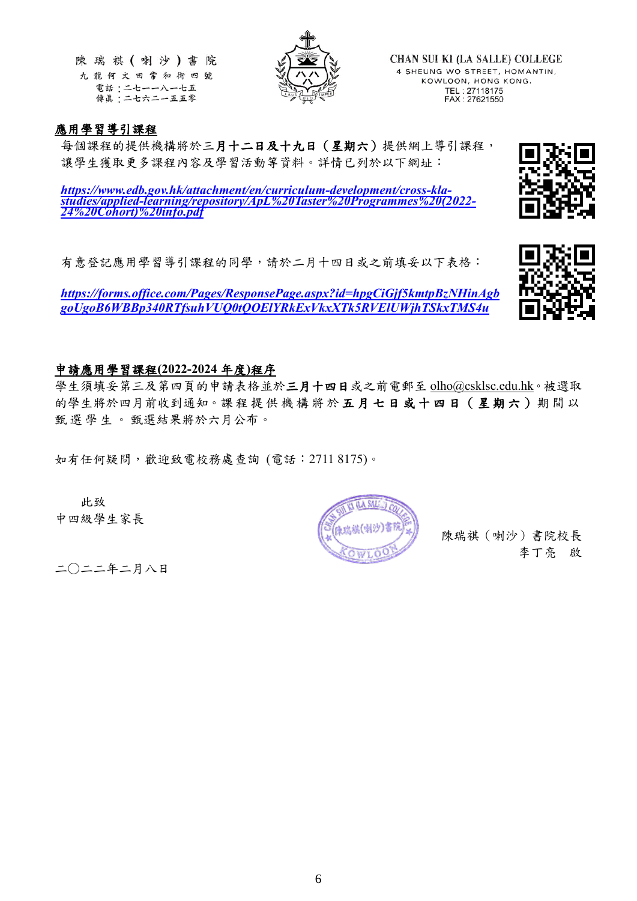陳瑞祺（喇沙）書院
九龍何文田常和街四號
電話：二七一一八一七五
傳真：二七六二一五五零

CHAN SUI KI (LA SALLE) COLLEGE
4 SHEUNG WO STREET, HOMANTIN,
KOWLOON, HONG KONG.
TEL : 27118175
FAX : 27621550

## 應用學習導引課程

每個課程的提供機構將於三**月十二日及十九日（星期六）**提供網上導引課程，讓學生獲取更多課程內容及學習活動等資料。詳情已列於以下網址：

***https://www.edb.gov.hk/attachment/en/curriculum-development/cross-kla-studies/applied-learning/repository/ApL%20Taster%20Programmes%20(2022-24%20Cohort)%20info.pdf***

有意登記應用學習導引課程的同學，請於二月十四日或之前填妥以下表格：

***https://forms.office.com/Pages/ResponsePage.aspx?id=hpgCiGjf5kmtpBzNHinAgbgoUgoB6WBBp340RTfsuhVUQ0tQOElYRkExVkxXTk5RVElUWjhTSkxTMS4u***

## 申請應用學習課程(2022-2024 年度)程序

學生須填妥第三及第四頁的申請表格並於**三月十四日**或之前電郵至 olho@csklsc.edu.hk。被選取的學生將於四月前收到通知。課程提供機構將於**五月七日或十四日（星期六）**期間以甄選學生。甄選結果將於六月公布。

如有任何疑問，歡迎致電校務處查詢 (電話：2711 8175)。

此致
中四級學生家長

陳瑞祺（喇沙）書院校長
李丁亮　啟

二〇二二年二月八日